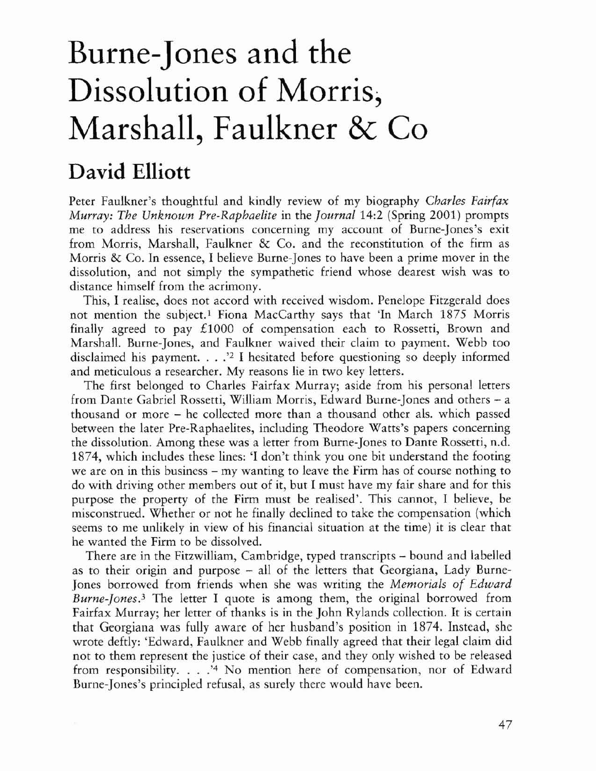# Burne-Jones and the Dissolution of Morris, Marshall, Faulkner & Co

## David Elliott

Peter Faulkner's thoughtful and kindly review of my biography *Charles Fairfax Murray: The Unknown Pre-Raphaelite* in the *Journal* 14:2 (Spring 2001) prompts me to address his reservations concerning my account of Burne-Jones's exit from Morris, Marshall, Faulkner & Co. and the reconstitution of the firm as Morris & Co. In essence, I believe Burne-Jones to have been a prime mover in the dissolution, and not simply the sympathetic friend whose dearest wish was to distance himself from the acrimony.

This, I realise, does not accord with received wisdom. Penelope Fitzgerald does not mention the subject.[1] Fiona MacCarthy says that 'In March 1875 Morris finally agreed to pay £1000 of compensation each to Rossetti, Brown and Marshall. Burne-Jones, and Faulkner waived their claim to payment. Webb too disclaimed his payment. . . .'[2] I hesitated before questioning so deeply informed and meticulous a researcher. My reasons lie in two key letters.

The first belonged to Charles Fairfax Murray; aside from his personal letters from Dante Gabriel Rossetti, William Morris, Edward Burne-Jones and others – a thousand or more – he collected more than a thousand other als. which passed between the later Pre-Raphaelites, including Theodore Watts's papers concerning the dissolution. Among these was a letter from Burne-Jones to Dante Rossetti, n.d. 1874, which includes these lines: 'I don't think you one bit understand the footing we are on in this business – my wanting to leave the Firm has of course nothing to do with driving other members out of it, but I must have my fair share and for this purpose the property of the Firm must be realised'. This cannot, I believe, be misconstrued. Whether or not he finally declined to take the compensation (which seems to me unlikely in view of his financial situation at the time) it is clear that he wanted the Firm to be dissolved.

There are in the Fitzwilliam, Cambridge, typed transcripts – bound and labelled as to their origin and purpose – all of the letters that Georgiana, Lady Burne-Jones borrowed from friends when she was writing the *Memorials of Edward Burne-Jones*.[3] The letter I quote is among them, the original borrowed from Fairfax Murray; her letter of thanks is in the John Rylands collection. It is certain that Georgiana was fully aware of her husband's position in 1874. Instead, she wrote deftly: 'Edward, Faulkner and Webb finally agreed that their legal claim did not to them represent the justice of their case, and they only wished to be released from responsibility. . . .'[4] No mention here of compensation, nor of Edward Burne-Jones's principled refusal, as surely there would have been.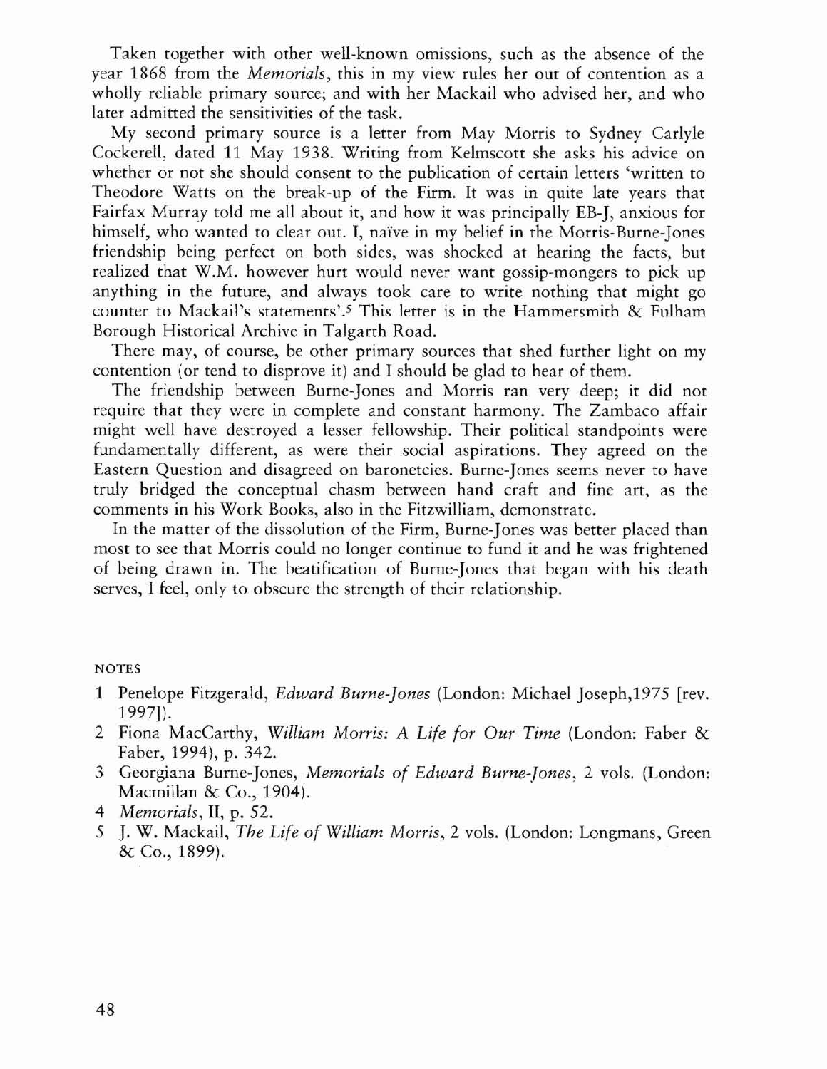Taken together with other well-known omissions, such as the absence of the year 1868 from the *Memorials*, this in my view rules her out of contention as a wholly reliable primary source; and with her Mackail who advised her, and who later admitted the sensitivities of the task.

My second primary source is a letter from May Morris to Sydney Carlyle Cockerell, dated 11 May 1938. Writing from Kelmscott she asks his advice on whether or not she should consent to the publication of certain letters 'written to Theodore Watts on the break-up of the Firm. It was in quite late years that Fairfax Murray told me all about it, and how it was principally EB-J, anxious for himself, who wanted to clear out. I, naïve in my belief in the Morris-Burne-Jones friendship being perfect on both sides, was shocked at hearing the facts, but realized that W.M. however hurt would never want gossip-mongers to pick up anything in the future, and always took care to write nothing that might go counter to Mackail's statements'.[5] This letter is in the Hammersmith & Fulham Borough Historical Archive in Talgarth Road.

There may, of course, be other primary sources that shed further light on my contention (or tend to disprove it) and I should be glad to hear of them.

The friendship between Burne-Jones and Morris ran very deep; it did not require that they were in complete and constant harmony. The Zambaco affair might well have destroyed a lesser fellowship. Their political standpoints were fundamentally different, as were their social aspirations. They agreed on the Eastern Question and disagreed on baronetcies. Burne-Jones seems never to have truly bridged the conceptual chasm between hand craft and fine art, as the comments in his Work Books, also in the Fitzwilliam, demonstrate.

In the matter of the dissolution of the Firm, Burne-Jones was better placed than most to see that Morris could no longer continue to fund it and he was frightened of being drawn in. The beatification of Burne-Jones that began with his death serves, I feel, only to obscure the strength of their relationship.

NOTES

1 Penelope Fitzgerald, *Edward Burne-Jones* (London: Michael Joseph,1975 [rev. 1997]).

2 Fiona MacCarthy, *William Morris: A Life for Our Time* (London: Faber & Faber, 1994), p. 342.

3 Georgiana Burne-Jones, *Memorials of Edward Burne-Jones*, 2 vols. (London: Macmillan & Co., 1904).

4 *Memorials*, II, p. 52.

5 J. W. Mackail, *The Life of William Morris*, 2 vols. (London: Longmans, Green & Co., 1899).